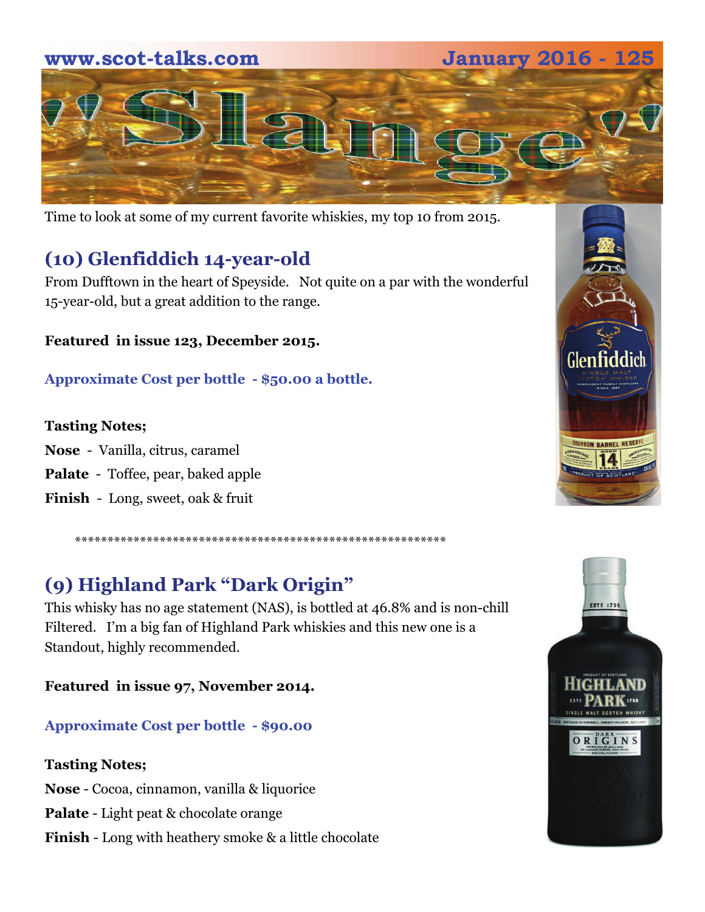# "Slange"

Time to look at some of my current favorite whiskies, my top 10 from 2015.

## (10) Glenfiddich 14-year-old

From Dufftown in the heart of Speyside. Not quite on a par with the wonderful 15-year-old, but a great addition to the range.

**Featured in issue 123, December 2015.**

**Approximate Cost per bottle - $50.00 a bottle.**

**Tasting Notes;**

**Nose** - Vanilla, citrus, caramel

**Palate** - Toffee, pear, baked apple

**Finish** - Long, sweet, oak & fruit

\*\*\*\*\*\*\*\*\*\*\*\*\*\*\*\*\*\*\*\*\*\*\*\*\*\*\*\*\*\*\*\*\*\*\*\*\*\*\*\*\*\*\*\*\*\*\*\*\*\*\*\*\*\*\*\*\*\*\*\*

## (9) Highland Park "Dark Origin"

This whisky has no age statement (NAS), is bottled at 46.8% and is non-chill Filtered. I'm a big fan of Highland Park whiskies and this new one is a Standout, highly recommended.

**Featured in issue 97, November 2014.**

**Approximate Cost per bottle - $90.00**

**Tasting Notes;**

**Nose** - Cocoa, cinnamon, vanilla & liquorice

**Palate** - Light peat & chocolate orange

**Finish** - Long with heathery smoke & a little chocolate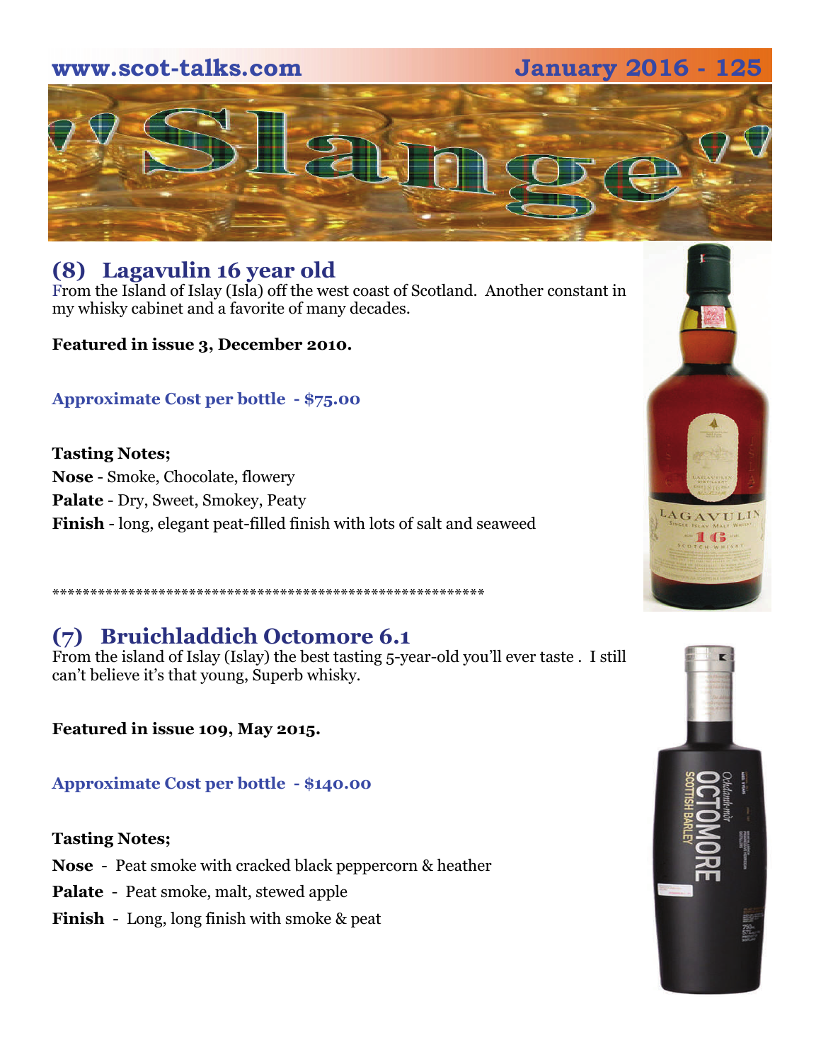## (8) Lagavulin 16 year old

From the Island of Islay (Isla) off the west coast of Scotland. Another constant in my whisky cabinet and a favorite of many decades.

**Featured in issue 3, December 2010.**

**Approximate Cost per bottle - $75.00**

**Tasting Notes;**

**Nose** - Smoke, Chocolate, flowery

**Palate** - Dry, Sweet, Smokey, Peaty

**Finish** - long, elegant peat-filled finish with lots of salt and seaweed

*************************************************************

## (7) Bruichladdich Octomore 6.1

From the island of Islay (Islay) the best tasting 5-year-old you'll ever taste . I still can't believe it's that young, Superb whisky.

**Featured in issue 109, May 2015.**

**Approximate Cost per bottle - $140.00**

**Tasting Notes;**

**Nose** - Peat smoke with cracked black peppercorn & heather

**Palate** - Peat smoke, malt, stewed apple

**Finish** - Long, long finish with smoke & peat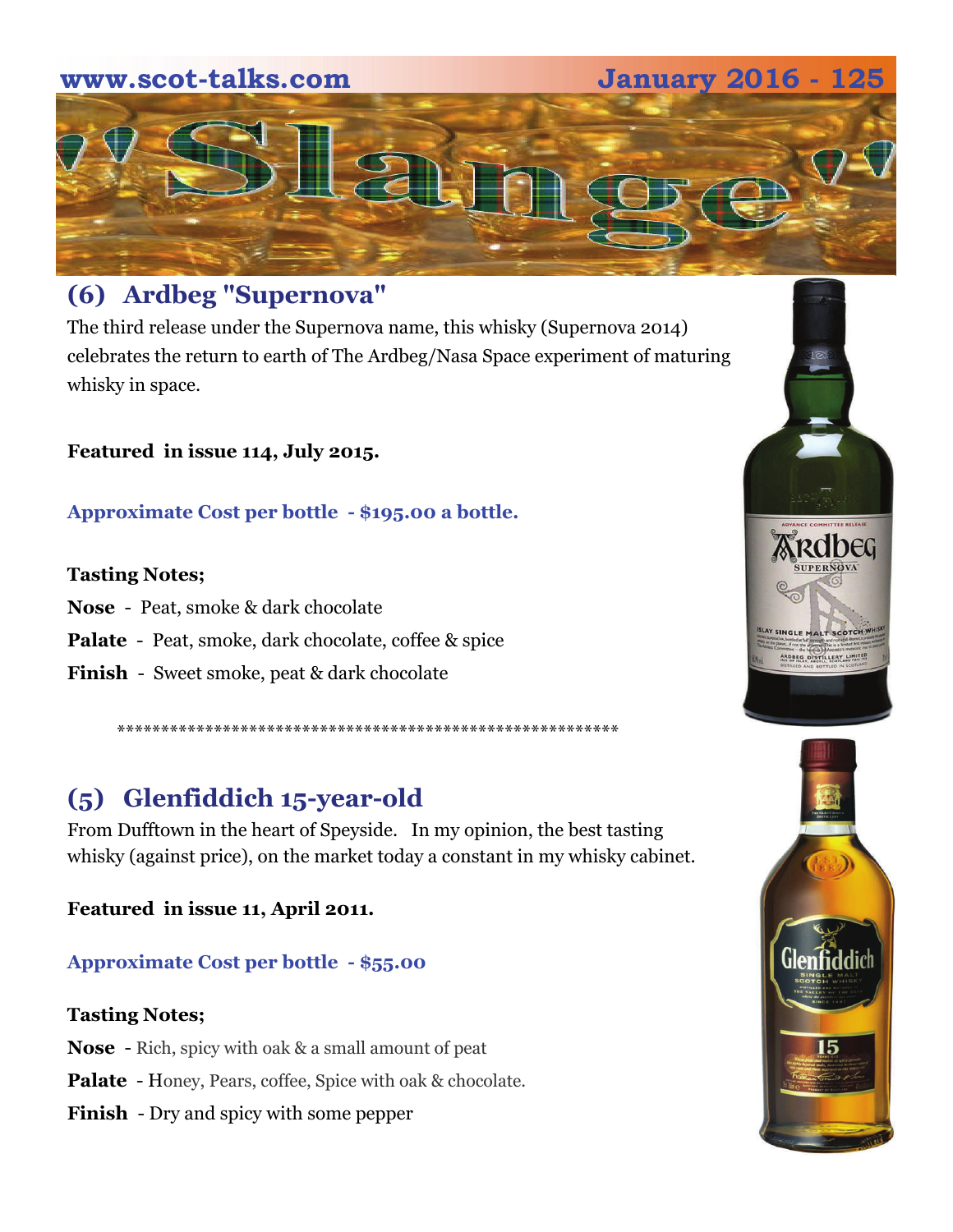## (6) Ardbeg "Supernova"

The third release under the Supernova name, this whisky (Supernova 2014) celebrates the return to earth of The Ardbeg/Nasa Space experiment of maturing whisky in space.

**Featured in issue 114, July 2015.**

**Approximate Cost per bottle - $195.00 a bottle.**

**Tasting Notes;**

**Nose** - Peat, smoke & dark chocolate

**Palate** - Peat, smoke, dark chocolate, coffee & spice

**Finish** - Sweet smoke, peat & dark chocolate

*************************************************************

## (5) Glenfiddich 15-year-old

From Dufftown in the heart of Speyside. In my opinion, the best tasting whisky (against price), on the market today a constant in my whisky cabinet.

**Featured in issue 11, April 2011.**

**Approximate Cost per bottle - $55.00**

**Tasting Notes;**

**Nose** - Rich, spicy with oak & a small amount of peat

**Palate** - Honey, Pears, coffee, Spice with oak & chocolate.

**Finish** - Dry and spicy with some pepper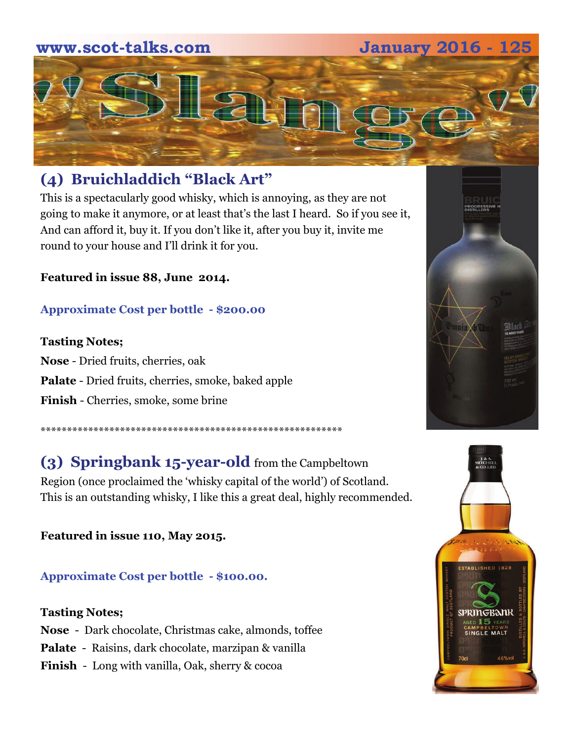## (4) Bruichladdich "Black Art"

This is a spectacularly good whisky, which is annoying, as they are not going to make it anymore, or at least that's the last I heard. So if you see it, And can afford it, buy it. If you don't like it, after you buy it, invite me round to your house and I'll drink it for you.

**Featured in issue 88, June 2014.**

**Approximate Cost per bottle - $200.00**

**Tasting Notes;**

**Nose** - Dried fruits, cherries, oak

**Palate** - Dried fruits, cherries, smoke, baked apple

**Finish** - Cherries, smoke, some brine

************************************************************

## (3) Springbank 15-year-old from the Campbeltown

Region (once proclaimed the 'whisky capital of the world') of Scotland. This is an outstanding whisky, I like this a great deal, highly recommended.

**Featured in issue 110, May 2015.**

**Approximate Cost per bottle - $100.00.**

**Tasting Notes;**

**Nose** - Dark chocolate, Christmas cake, almonds, toffee

**Palate** - Raisins, dark chocolate, marzipan & vanilla

**Finish** - Long with vanilla, Oak, sherry & cocoa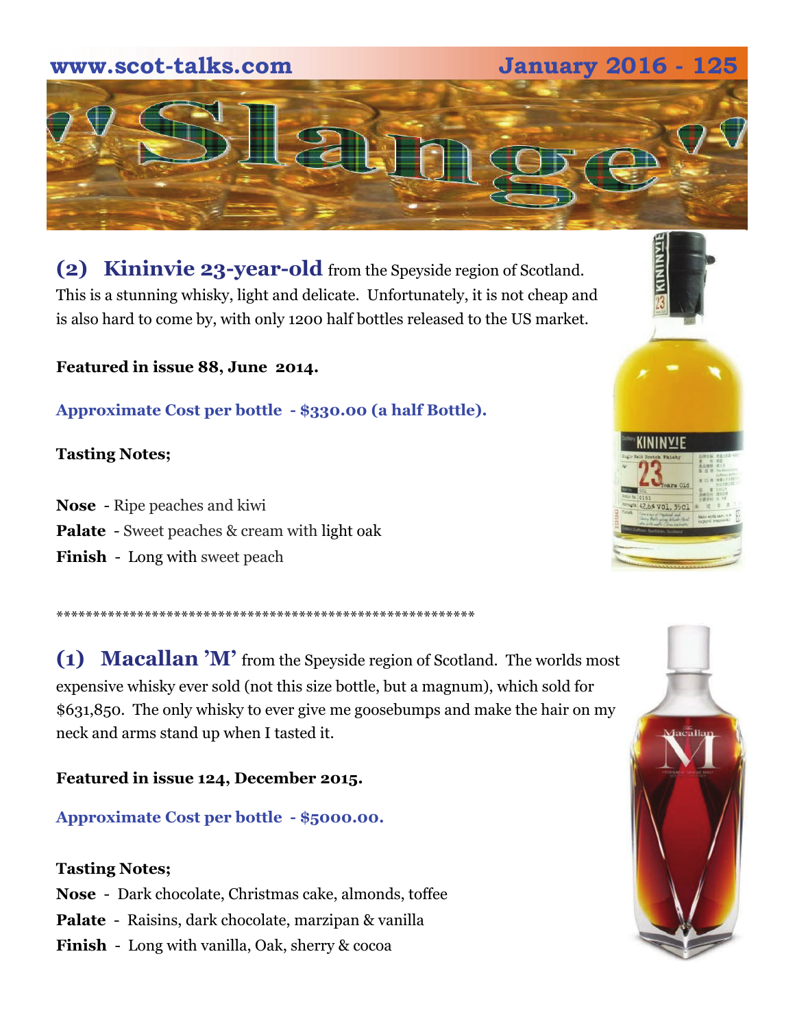# "Slange"

**(2) Kininvie 23-year-old** from the Speyside region of Scotland. This is a stunning whisky, light and delicate. Unfortunately, it is not cheap and is also hard to come by, with only 1200 half bottles released to the US market.

**Featured in issue 88, June 2014.**

**Approximate Cost per bottle - $330.00 (a half Bottle).**

**Tasting Notes;**

**Nose** - Ripe peaches and kiwi
**Palate** - Sweet peaches & cream with light oak
**Finish** - Long with sweet peach

************************************************************

**(1) Macallan 'M'** from the Speyside region of Scotland. The worlds most expensive whisky ever sold (not this size bottle, but a magnum), which sold for $631,850. The only whisky to ever give me goosebumps and make the hair on my neck and arms stand up when I tasted it.

**Featured in issue 124, December 2015.**

**Approximate Cost per bottle - $5000.00.**

**Tasting Notes;**
**Nose** - Dark chocolate, Christmas cake, almonds, toffee
**Palate** - Raisins, dark chocolate, marzipan & vanilla
**Finish** - Long with vanilla, Oak, sherry & cocoa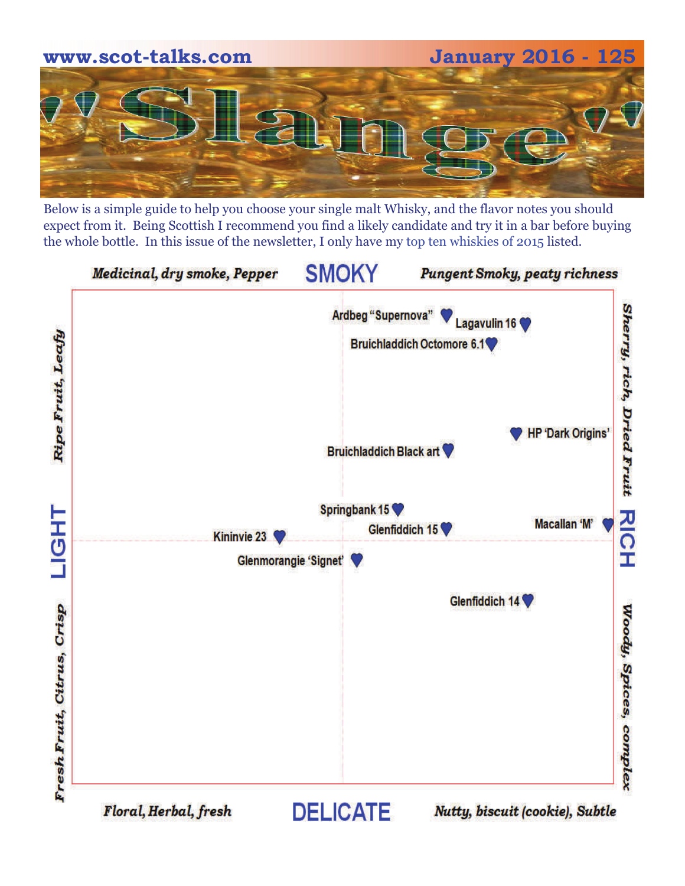# Slange

Below is a simple guide to help you choose your single malt Whisky, and the flavor notes you should expect from it. Being Scottish I recommend you find a likely candidate and try it in a bar before buying the whole bottle. In this issue of the newsletter, I only have my top ten whiskies of 2015 listed.

*Medicinal, dry smoke, Pepper*

SMOKY

*Pungent Smoky, peaty richness*

*Ripe Fruit, Leafy*

*Sherry, rich, Dried Fruit*

LIGHT

RICH

*Fresh Fruit, Citrus, Crisp*

*Woody, Spices, complex*

*Floral, Herbal, fresh*

DELICATE

*Nutty, biscuit (cookie), Subtle*

Ardbeg "Supernova"

Lagavulin 16

Bruichladdich Octomore 6.1

HP 'Dark Origins'

Bruichladdich Black art

Springbank 15

Glenfiddich 15

Macallan 'M'

Kininvie 23

Glenmorangie 'Signet'

Glenfiddich 14